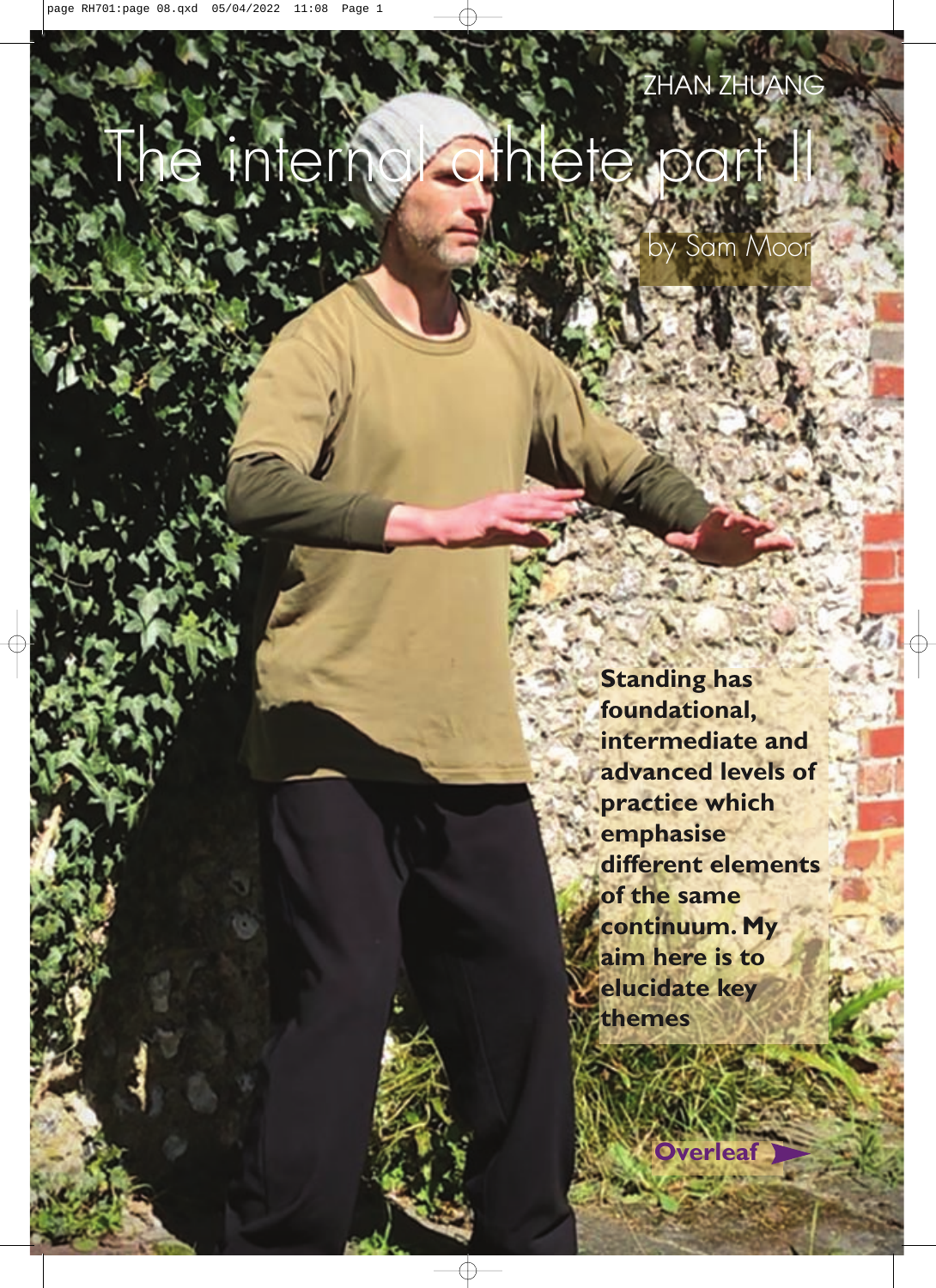ZHAN ZHUANG

# The internal athlete part II

by Sam Moor

**Standing has foundational, intermediate and advanced levels of practice which emphasise different elements of the same continuum. My aim here is to elucidate key themes**

**Overleaf ➤**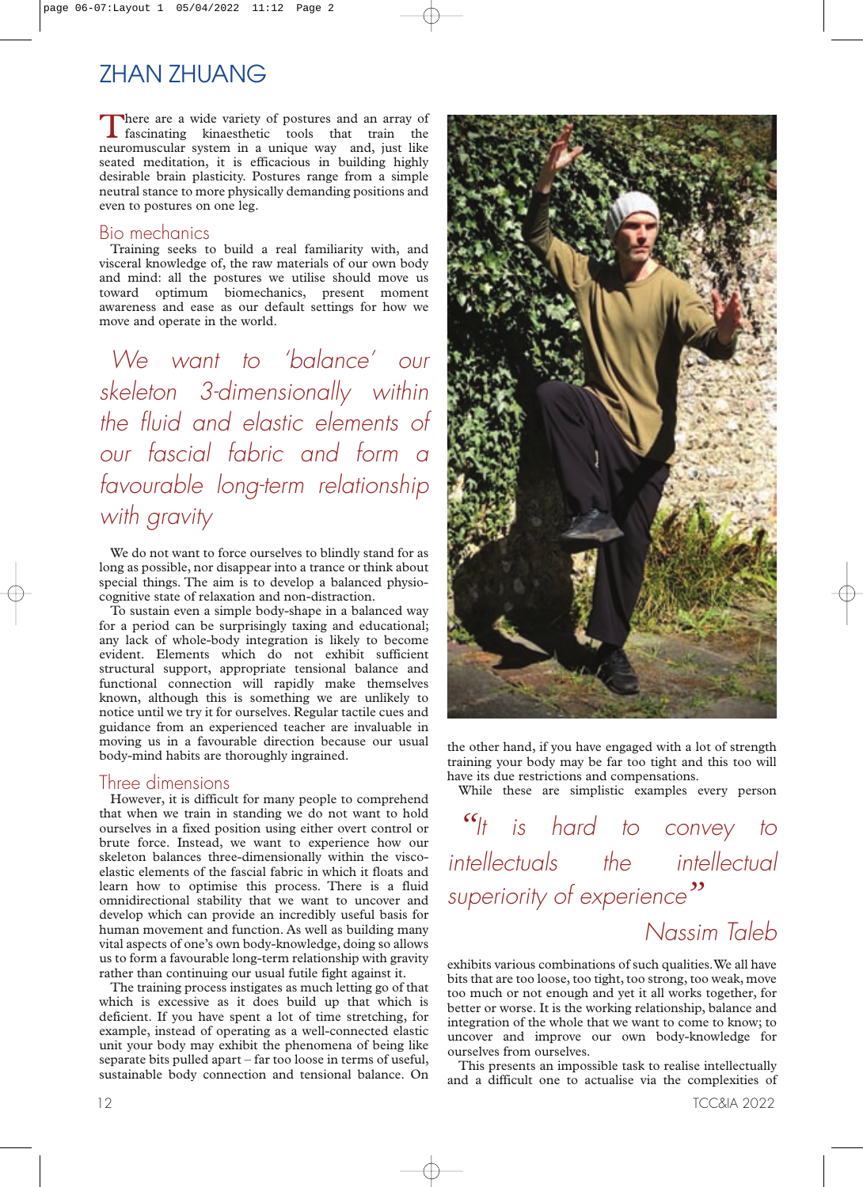## ZHAN ZHUANG

There are a wide variety of postures and an array of fascinating kinaesthetic tools that train the neuromuscular system in a unique way and, just like seated meditation, it is efficacious in building highly desirable brain plasticity. Postures range from a simple neutral stance to more physically demanding positions and even to postures on one leg.

### Bio mechanics

Training seeks to build a real familiarity with, and visceral knowledge of, the raw materials of our own body and mind: all the postures we utilise should move us toward optimum biomechanics, present moment awareness and ease as our default settings for how we move and operate in the world.

*We want to 'balance' our skeleton 3-dimensionally within the fluid and elastic elements of our fascial fabric and form a favourable long-term relationship with gravity*

We do not want to force ourselves to blindly stand for as long as possible, nor disappear into a trance or think about special things. The aim is to develop a balanced physio-cognitive state of relaxation and non-distraction.

To sustain even a simple body-shape in a balanced way for a period can be surprisingly taxing and educational; any lack of whole-body integration is likely to become evident. Elements which do not exhibit sufficient structural support, appropriate tensional balance and functional connection will rapidly make themselves known, although this is something we are unlikely to notice until we try it for ourselves. Regular tactile cues and guidance from an experienced teacher are invaluable in moving us in a favourable direction because our usual body-mind habits are thoroughly ingrained.

### Three dimensions

However, it is difficult for many people to comprehend that when we train in standing we do not want to hold ourselves in a fixed position using either overt control or brute force. Instead, we want to experience how our skeleton balances three-dimensionally within the visco-elastic elements of the fascial fabric in which it floats and learn how to optimise this process. There is a fluid omnidirectional stability that we want to uncover and develop which can provide an incredibly useful basis for human movement and function. As well as building many vital aspects of one's own body-knowledge, doing so allows us to form a favourable long-term relationship with gravity rather than continuing our usual futile fight against it.

The training process instigates as much letting go of that which is excessive as it does build up that which is deficient. If you have spent a lot of time stretching, for example, instead of operating as a well-connected elastic unit your body may exhibit the phenomena of being like separate bits pulled apart – far too loose in terms of useful, sustainable body connection and tensional balance. On the other hand, if you have engaged with a lot of strength training your body may be far too tight and this too will have its due restrictions and compensations.

While these are simplistic examples every person exhibits various combinations of such qualities. We all have bits that are too loose, too tight, too strong, too weak, move too much or not enough and yet it all works together, for better or worse. It is the working relationship, balance and integration of the whole that we want to come to know; to uncover and improve our own body-knowledge for ourselves from ourselves.

*"It is hard to convey to intellectuals the intellectual superiority of experience"*

*Nassim Taleb*

This presents an impossible task to realise intellectually and a difficult one to actualise via the complexities of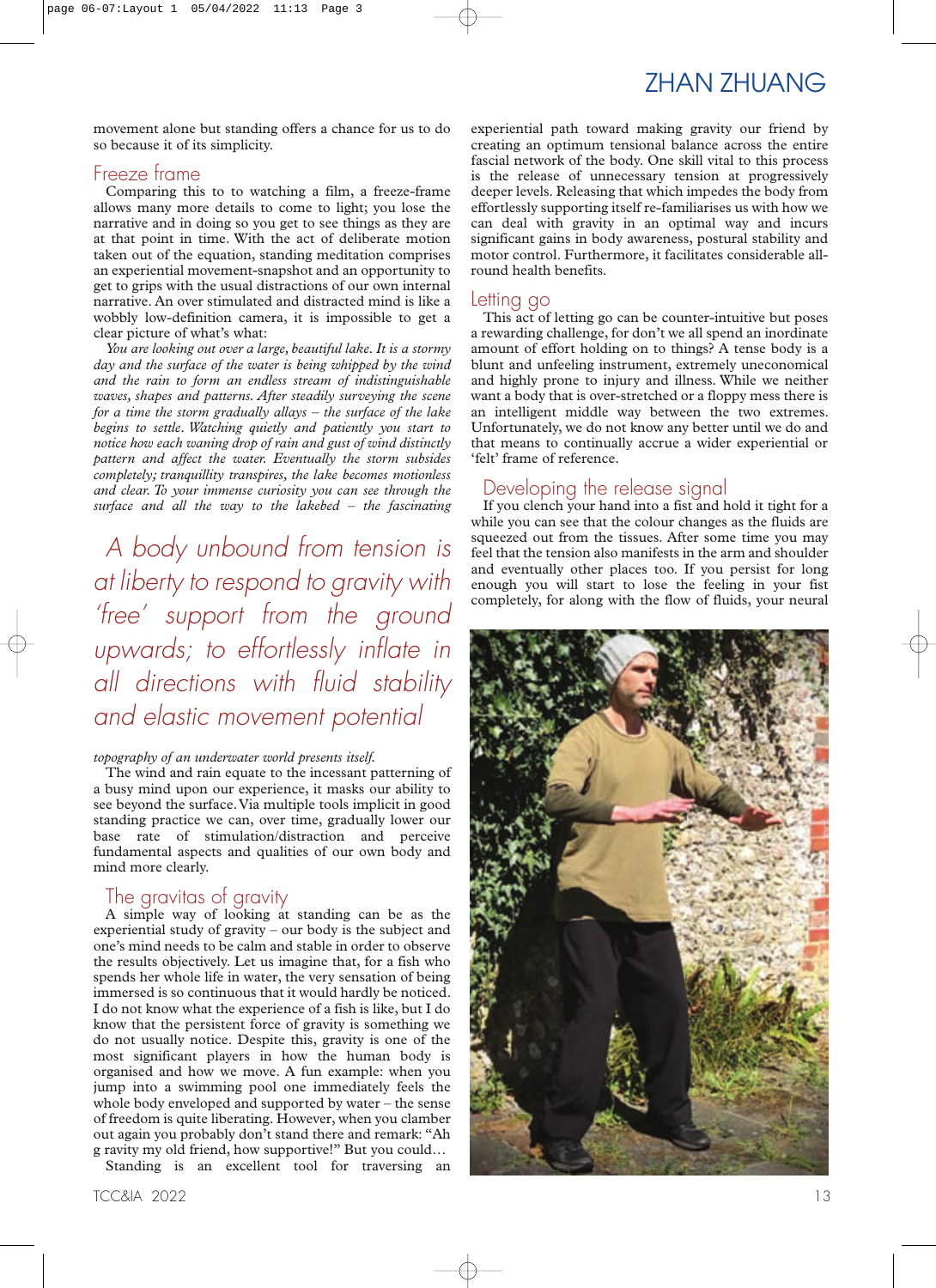movement alone but standing offers a chance for us to do so because it of its simplicity.

## Freeze frame

Comparing this to to watching a film, a freeze-frame allows many more details to come to light; you lose the narrative and in doing so you get to see things as they are at that point in time. With the act of deliberate motion taken out of the equation, standing meditation comprises an experiential movement-snapshot and an opportunity to get to grips with the usual distractions of our own internal narrative. An over stimulated and distracted mind is like a wobbly low-definition camera, it is impossible to get a clear picture of what's what:

*You are looking out over a large, beautiful lake. It is a stormy day and the surface of the water is being whipped by the wind and the rain to form an endless stream of indistinguishable waves, shapes and patterns. After steadily surveying the scene for a time the storm gradually allays – the surface of the lake begins to settle. Watching quietly and patiently you start to notice how each waning drop of rain and gust of wind distinctly pattern and affect the water. Eventually the storm subsides completely; tranquillity transpires, the lake becomes motionless and clear. To your immense curiosity you can see through the surface and all the way to the lakebed – the fascinating topography of an underwater world presents itself.*

> A body unbound from tension is at liberty to respond to gravity with 'free' support from the ground upwards; to effortlessly inflate in all directions with fluid stability and elastic movement potential

The wind and rain equate to the incessant patterning of a busy mind upon our experience, it masks our ability to see beyond the surface. Via multiple tools implicit in good standing practice we can, over time, gradually lower our base rate of stimulation/distraction and perceive fundamental aspects and qualities of our own body and mind more clearly.

## The gravitas of gravity

A simple way of looking at standing can be as the experiential study of gravity – our body is the subject and one's mind needs to be calm and stable in order to observe the results objectively. Let us imagine that, for a fish who spends her whole life in water, the very sensation of being immersed is so continuous that it would hardly be noticed. I do not know what the experience of a fish is like, but I do know that the persistent force of gravity is something we do not usually notice. Despite this, gravity is one of the most significant players in how the human body is organised and how we move. A fun example: when you jump into a swimming pool one immediately feels the whole body enveloped and supported by water – the sense of freedom is quite liberating. However, when you clamber out again you probably don't stand there and remark: "Ah g ravity my old friend, how supportive!" But you could…

Standing is an excellent tool for traversing an experiential path toward making gravity our friend by creating an optimum tensional balance across the entire fascial network of the body. One skill vital to this process is the release of unnecessary tension at progressively deeper levels. Releasing that which impedes the body from effortlessly supporting itself re-familiarises us with how we can deal with gravity in an optimal way and incurs significant gains in body awareness, postural stability and motor control. Furthermore, it facilitates considerable all-round health benefits.

## Letting go

This act of letting go can be counter-intuitive but poses a rewarding challenge, for don't we all spend an inordinate amount of effort holding on to things? A tense body is a blunt and unfeeling instrument, extremely uneconomical and highly prone to injury and illness. While we neither want a body that is over-stretched or a floppy mess there is an intelligent middle way between the two extremes. Unfortunately, we do not know any better until we do and that means to continually accrue a wider experiential or 'felt' frame of reference.

## Developing the release signal

If you clench your hand into a fist and hold it tight for a while you can see that the colour changes as the fluids are squeezed out from the tissues. After some time you may feel that the tension also manifests in the arm and shoulder and eventually other places too. If you persist for long enough you will start to lose the feeling in your fist completely, for along with the flow of fluids, your neural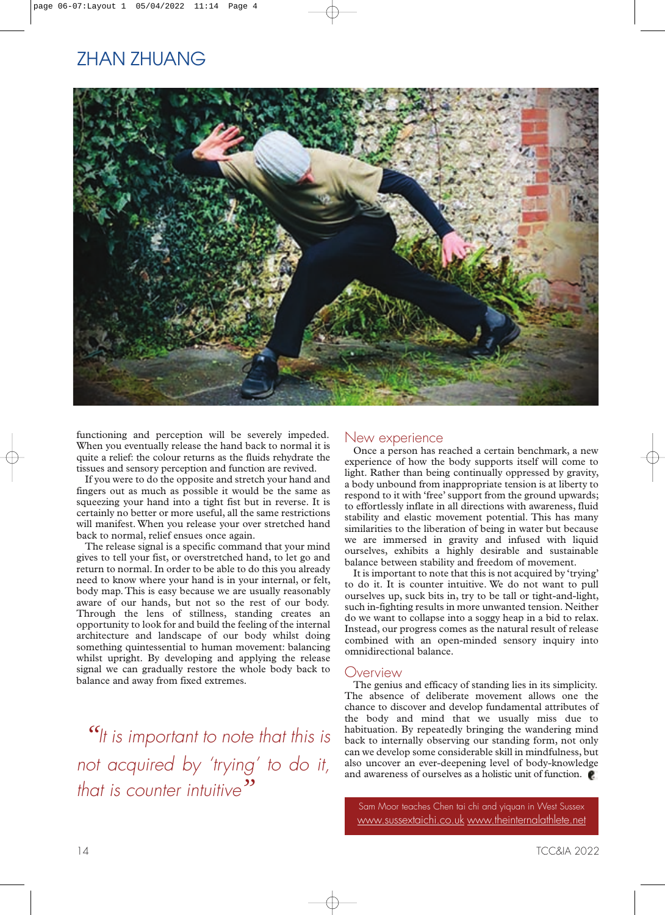functioning and perception will be severely impeded. When you eventually release the hand back to normal it is quite a relief: the colour returns as the fluids rehydrate the tissues and sensory perception and function are revived.

If you were to do the opposite and stretch your hand and fingers out as much as possible it would be the same as squeezing your hand into a tight fist but in reverse. It is certainly no better or more useful, all the same restrictions will manifest. When you release your over stretched hand back to normal, relief ensues once again.

The release signal is a specific command that your mind gives to tell your fist, or overstretched hand, to let go and return to normal. In order to be able to do this you already need to know where your hand is in your internal, or felt, body map. This is easy because we are usually reasonably aware of our hands, but not so the rest of our body. Through the lens of stillness, standing creates an opportunity to look for and build the feeling of the internal architecture and landscape of our body whilst doing something quintessential to human movement: balancing whilst upright. By developing and applying the release signal we can gradually restore the whole body back to balance and away from fixed extremes.

> *"It is important to note that this is not acquired by 'trying' to do it, that is counter intuitive"*

## New experience

Once a person has reached a certain benchmark, a new experience of how the body supports itself will come to light. Rather than being continually oppressed by gravity, a body unbound from inappropriate tension is at liberty to respond to it with 'free' support from the ground upwards; to effortlessly inflate in all directions with awareness, fluid stability and elastic movement potential. This has many similarities to the liberation of being in water but because we are immersed in gravity and infused with liquid ourselves, exhibits a highly desirable and sustainable balance between stability and freedom of movement.

It is important to note that this is not acquired by 'trying' to do it. It is counter intuitive. We do not want to pull ourselves up, suck bits in, try to be tall or tight-and-light, such in-fighting results in more unwanted tension. Neither do we want to collapse into a soggy heap in a bid to relax. Instead, our progress comes as the natural result of release combined with an open-minded sensory inquiry into omnidirectional balance.

## Overview

The genius and efficacy of standing lies in its simplicity. The absence of deliberate movement allows one the chance to discover and develop fundamental attributes of the body and mind that we usually miss due to habituation. By repeatedly bringing the wandering mind back to internally observing our standing form, not only can we develop some considerable skill in mindfulness, but also uncover an ever-deepening level of body-knowledge and awareness of ourselves as a holistic unit of function.

Sam Moor teaches Chen tai chi and yiquan in West Sussex
www.sussextaichi.co.uk www.theinternalathlete.net